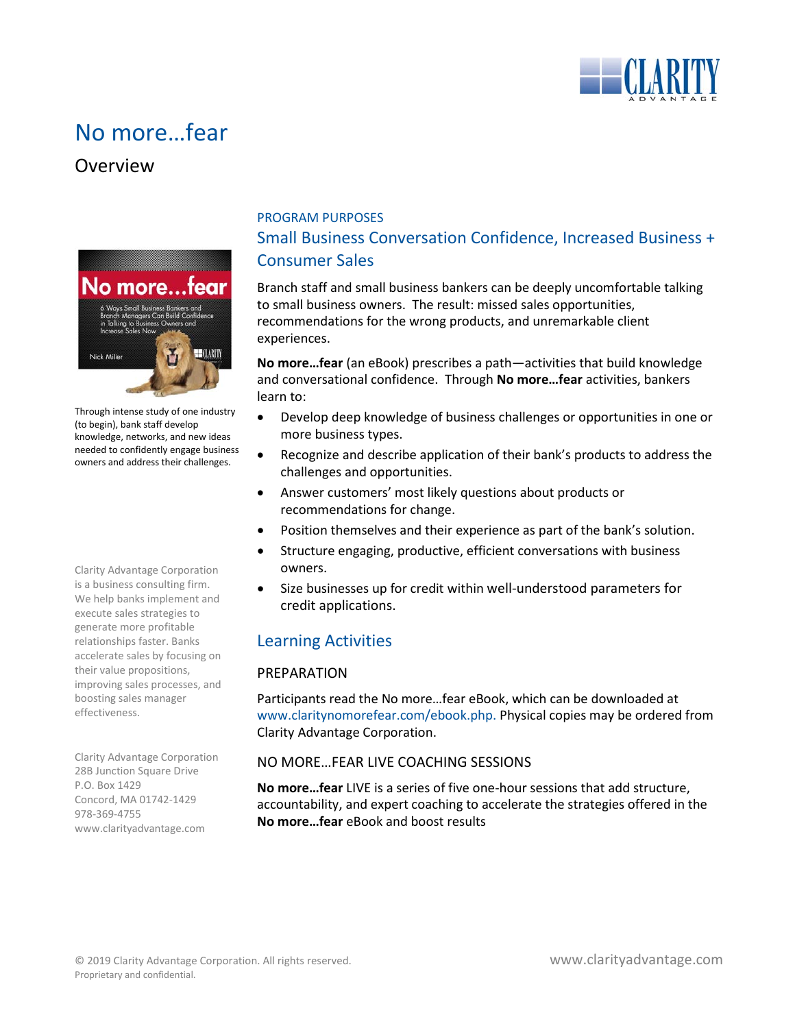# No more…fear

## Overview

Through intense study of one industry (to begin), bank staff develop knowledge, networks, and new ideas needed to confidently engage business owners and address their challenges.

PROGRAM PURPOSES

### Small Business Conversation Confidence, Increased Business + Consumer Sales

Branch staff and small business bankers can be deeply uncomfortable talking to small business owners. The result: missed sales opportunities, recommendations for the wrong products, and unremarkable client experiences.

**No more…fear** (an eBook) prescribes a path—activities that build knowledge and conversational confidence. Through **No more…fear** activities, bankers learn to:

- Develop deep knowledge of business challenges or opportunities in one or more business types.
- Recognize and describe application of their bank's products to address the challenges and opportunities.
- Answer customers' most likely questions about products or recommendations for change.
- Position themselves and their experience as part of the bank's solution.
- Structure engaging, productive, efficient conversations with business owners.
- Size businesses up for credit within well-understood parameters for credit applications.

### Learning Activities

PREPARATION

Participants read the No more…fear eBook, which can be downloaded at www.claritynomorefear.com/ebook.php. Physical copies may be ordered from Clarity Advantage Corporation.

NO MORE…FEAR LIVE COACHING SESSIONS

**No more…fear** LIVE is a series of five one-hour sessions that add structure, accountability, and expert coaching to accelerate the strategies offered in the **No more…fear** eBook and boost results

Clarity Advantage Corporation is a business consulting firm. We help banks implement and execute sales strategies to generate more profitable relationships faster. Banks accelerate sales by focusing on their value propositions, improving sales processes, and boosting sales manager effectiveness.

Clarity Advantage Corporation
28B Junction Square Drive
P.O. Box 1429
Concord, MA 01742-1429
978-369-4755
www.clarityadvantage.com

© 2019 Clarity Advantage Corporation. All rights reserved.
Proprietary and confidential.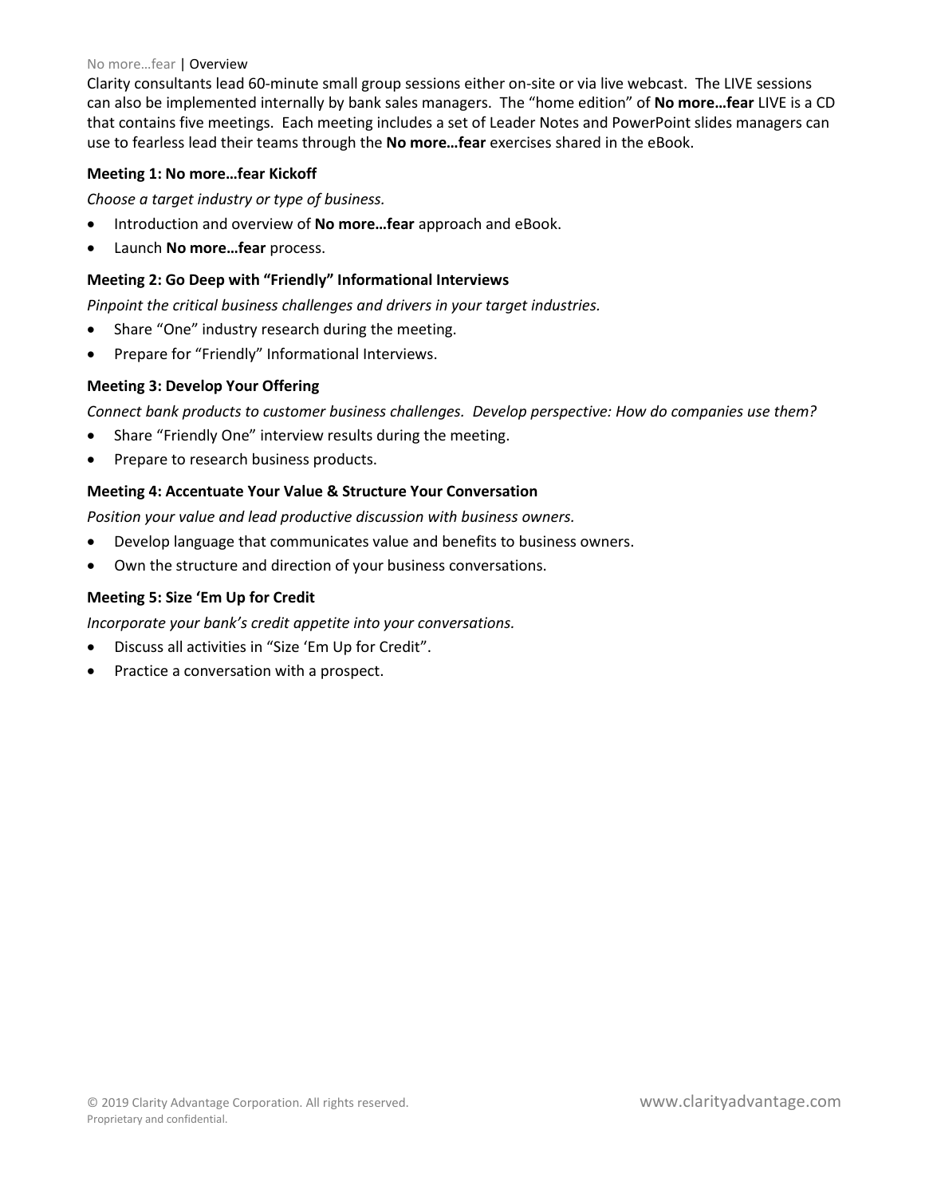No more…fear | Overview

Clarity consultants lead 60-minute small group sessions either on-site or via live webcast. The LIVE sessions can also be implemented internally by bank sales managers. The "home edition" of **No more…fear** LIVE is a CD that contains five meetings. Each meeting includes a set of Leader Notes and PowerPoint slides managers can use to fearless lead their teams through the **No more…fear** exercises shared in the eBook.

### Meeting 1: No more…fear Kickoff

*Choose a target industry or type of business.*

- Introduction and overview of **No more…fear** approach and eBook.
- Launch **No more…fear** process.

### Meeting 2: Go Deep with "Friendly" Informational Interviews

*Pinpoint the critical business challenges and drivers in your target industries.*

- Share "One" industry research during the meeting.
- Prepare for "Friendly" Informational Interviews.

### Meeting 3: Develop Your Offering

*Connect bank products to customer business challenges. Develop perspective: How do companies use them?*

- Share "Friendly One" interview results during the meeting.
- Prepare to research business products.

### Meeting 4: Accentuate Your Value & Structure Your Conversation

*Position your value and lead productive discussion with business owners.*

- Develop language that communicates value and benefits to business owners.
- Own the structure and direction of your business conversations.

### Meeting 5: Size 'Em Up for Credit

*Incorporate your bank's credit appetite into your conversations.*

- Discuss all activities in "Size 'Em Up for Credit".
- Practice a conversation with a prospect.